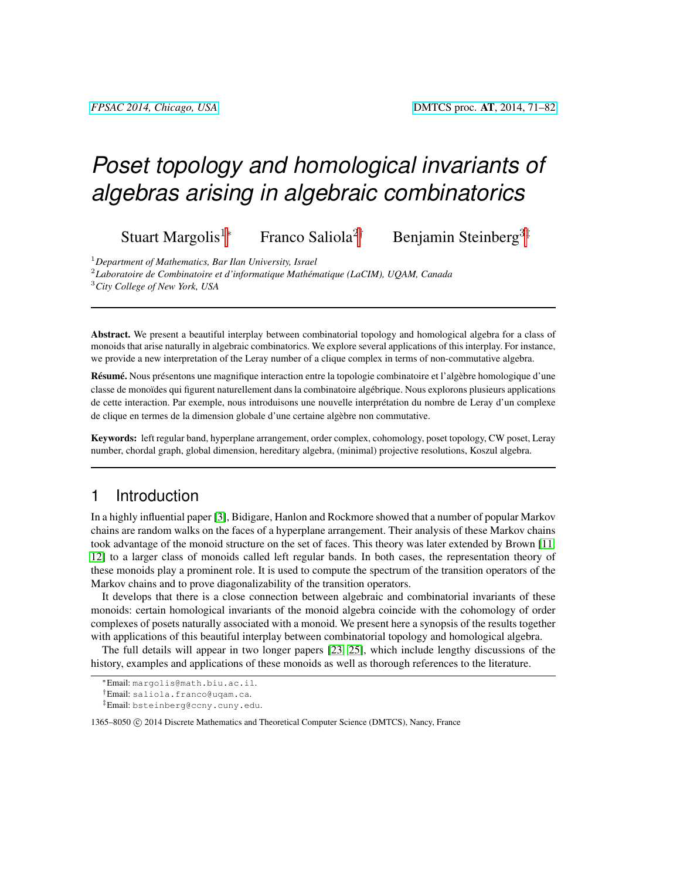# Poset topology and homological invariants of algebras arising in algebraic combinatorics

Stuart Margolis[1]* Franco Saliola[2]† Benjamin Steinberg[3]‡

[1] *Department of Mathematics, Bar Ilan University, Israel*
[2] *Laboratoire de Combinatoire et d'informatique Mathématique (LaCIM), UQAM, Canada*
[3] *City College of New York, USA*

---

**Abstract.** We present a beautiful interplay between combinatorial topology and homological algebra for a class of monoids that arise naturally in algebraic combinatorics. We explore several applications of this interplay. For instance, we provide a new interpretation of the Leray number of a clique complex in terms of non-commutative algebra.

**Résumé.** Nous présentons une magnifique interaction entre la topologie combinatoire et l'algèbre homologique d'une classe de monoïdes qui figurent naturellement dans la combinatoire algébrique. Nous explorons plusieurs applications de cette interaction. Par exemple, nous introduisons une nouvelle interprétation du nombre de Leray d'un complexe de clique en termes de la dimension globale d'une certaine algèbre non commutative.

**Keywords:** left regular band, hyperplane arrangement, order complex, cohomology, poset topology, CW poset, Leray number, chordal graph, global dimension, hereditary algebra, (minimal) projective resolutions, Koszul algebra.

---

## 1 Introduction

In a highly influential paper [3], Bidigare, Hanlon and Rockmore showed that a number of popular Markov chains are random walks on the faces of a hyperplane arrangement. Their analysis of these Markov chains took advantage of the monoid structure on the set of faces. This theory was later extended by Brown [11, 12] to a larger class of monoids called left regular bands. In both cases, the representation theory of these monoids play a prominent role. It is used to compute the spectrum of the transition operators of the Markov chains and to prove diagonalizability of the transition operators.

It develops that there is a close connection between algebraic and combinatorial invariants of these monoids: certain homological invariants of the monoid algebra coincide with the cohomology of order complexes of posets naturally associated with a monoid. We present here a synopsis of the results together with applications of this beautiful interplay between combinatorial topology and homological algebra.

The full details will appear in two longer papers [23, 25], which include lengthy discussions of the history, examples and applications of these monoids as well as thorough references to the literature.

---

*Email: margolis@math.biu.ac.il.
†Email: saliola.franco@uqam.ca.
‡Email: bsteinberg@ccny.cuny.edu.

1365–8050 © 2014 Discrete Mathematics and Theoretical Computer Science (DMTCS), Nancy, France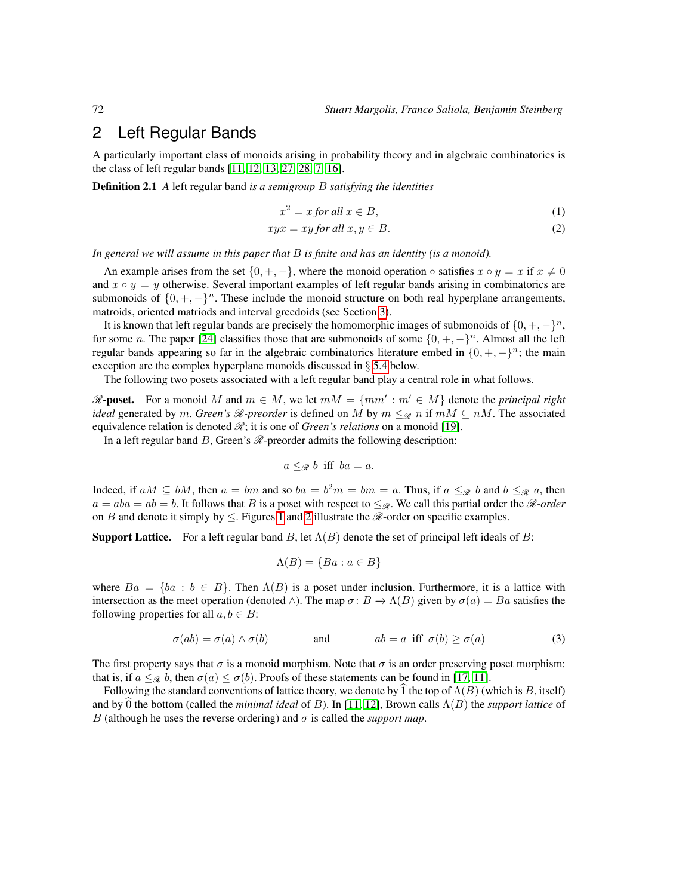## 2 Left Regular Bands

A particularly important class of monoids arising in probability theory and in algebraic combinatorics is the class of left regular bands [11, 12, 13, 27, 28, 7, 16].

**Definition 2.1** *A* left regular band *is a semigroup $B$ satisfying the identities*

$$x^2 = x \text{ for all } x \in B, \tag{1}$$

$$xyx = xy \text{ for all } x, y \in B. \tag{2}$$

*In general we will assume in this paper that $B$ is finite and has an identity (is a monoid).*

An example arises from the set $\{0, +, -\}$, where the monoid operation $\circ$ satisfies $x \circ y = x$ if $x \neq 0$ and $x \circ y = y$ otherwise. Several important examples of left regular bands arising in combinatorics are submonoids of $\{0, +, -\}^n$. These include the monoid structure on both real hyperplane arrangements, matroids, oriented matriods and interval greedoids (see Section 3).

It is known that left regular bands are precisely the homomorphic images of submonoids of $\{0, +, -\}^n$, for some $n$. The paper [24] classifies those that are submonoids of some $\{0, +, -\}^n$. Almost all the left regular bands appearing so far in the algebraic combinatorics literature embed in $\{0, +, -\}^n$; the main exception are the complex hyperplane monoids discussed in § 5.4 below.

The following two posets associated with a left regular band play a central role in what follows.

**$\mathscr{R}$-poset.** For a monoid $M$ and $m \in M$, we let $mM = \{mm' : m' \in M\}$ denote the *principal right ideal* generated by $m$. *Green's $\mathscr{R}$-preorder* is defined on $M$ by $m \leq_{\mathscr{R}} n$ if $mM \subseteq nM$. The associated equivalence relation is denoted $\mathscr{R}$; it is one of *Green's relations* on a monoid [19].

In a left regular band $B$, Green's $\mathscr{R}$-preorder admits the following description:

$$a \leq_{\mathscr{R}} b \text{ iff } ba = a.$$

Indeed, if $aM \subseteq bM$, then $a = bm$ and so $ba = b^2m = bm = a$. Thus, if $a \leq_{\mathscr{R}} b$ and $b \leq_{\mathscr{R}} a$, then $a = aba = ab = b$. It follows that $B$ is a poset with respect to $\leq_{\mathscr{R}}$. We call this partial order the *$\mathscr{R}$-order* on $B$ and denote it simply by $\leq$. Figures 1 and 2 illustrate the $\mathscr{R}$-order on specific examples.

**Support Lattice.** For a left regular band $B$, let $\Lambda(B)$ denote the set of principal left ideals of $B$:

$$\Lambda(B) = \{Ba : a \in B\}$$

where $Ba = \{ba : b \in B\}$. Then $\Lambda(B)$ is a poset under inclusion. Furthermore, it is a lattice with intersection as the meet operation (denoted $\wedge$). The map $\sigma \colon B \to \Lambda(B)$ given by $\sigma(a) = Ba$ satisfies the following properties for all $a, b \in B$:

$$\sigma(ab) = \sigma(a) \wedge \sigma(b) \qquad \text{and} \qquad ab = a \text{ iff } \sigma(b) \geq \sigma(a) \tag{3}$$

The first property says that $\sigma$ is a monoid morphism. Note that $\sigma$ is an order preserving poset morphism: that is, if $a \leq_{\mathscr{R}} b$, then $\sigma(a) \leq \sigma(b)$. Proofs of these statements can be found in [17, 11].

Following the standard conventions of lattice theory, we denote by $\widehat{1}$ the top of $\Lambda(B)$ (which is $B$, itself) and by $\widehat{0}$ the bottom (called the *minimal ideal* of $B$). In [11, 12], Brown calls $\Lambda(B)$ the *support lattice* of $B$ (although he uses the reverse ordering) and $\sigma$ is called the *support map*.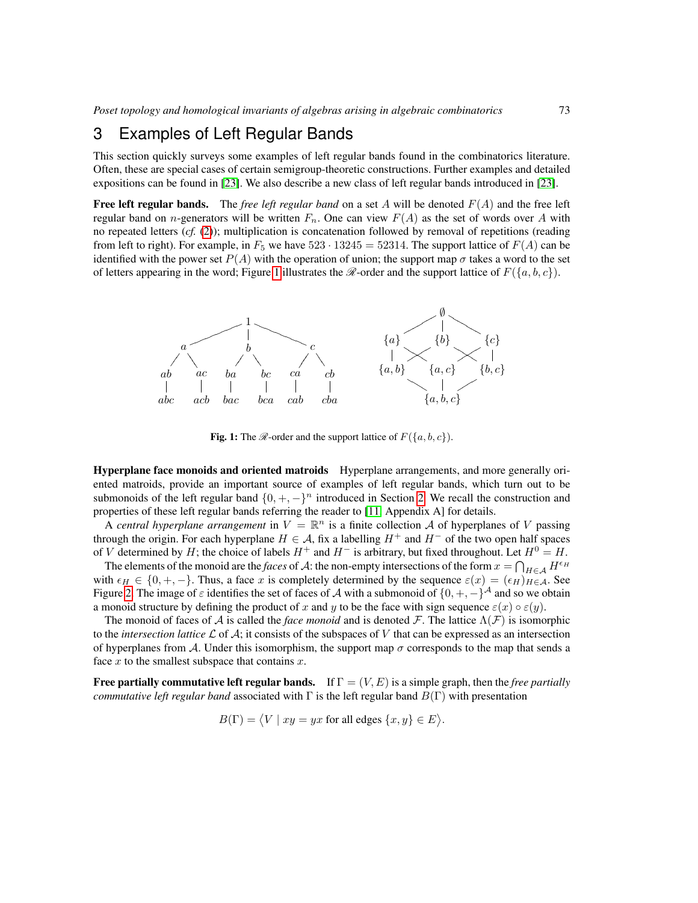# 3 Examples of Left Regular Bands

This section quickly surveys some examples of left regular bands found in the combinatorics literature. Often, these are special cases of certain semigroup-theoretic constructions. Further examples and detailed expositions can be found in [23]. We also describe a new class of left regular bands introduced in [23].

**Free left regular bands.** The *free left regular band* on a set $A$ will be denoted $F(A)$ and the free left regular band on $n$-generators will be written $F_n$. One can view $F(A)$ as the set of words over $A$ with no repeated letters (*cf.* (2)); multiplication is concatenation followed by removal of repetitions (reading from left to right). For example, in $F_5$ we have $523 \cdot 13245 = 52314$. The support lattice of $F(A)$ can be identified with the power set $P(A)$ with the operation of union; the support map $\sigma$ takes a word to the set of letters appearing in the word; Figure 1 illustrates the $\mathscr{R}$-order and the support lattice of $F(\{a,b,c\})$.

**Fig. 1:** The $\mathscr{R}$-order and the support lattice of $F(\{a,b,c\})$.

**Hyperplane face monoids and oriented matroids** Hyperplane arrangements, and more generally oriented matroids, provide an important source of examples of left regular bands, which turn out to be submonoids of the left regular band $\{0,+,-\}^n$ introduced in Section 2. We recall the construction and properties of these left regular bands referring the reader to [11, Appendix A] for details.

A *central hyperplane arrangement* in $V = \mathbb{R}^n$ is a finite collection $\mathcal{A}$ of hyperplanes of $V$ passing through the origin. For each hyperplane $H \in \mathcal{A}$, fix a labelling $H^+$ and $H^-$ of the two open half spaces of $V$ determined by $H$; the choice of labels $H^+$ and $H^-$ is arbitrary, but fixed throughout. Let $H^0 = H$.

The elements of the monoid are the *faces* of $\mathcal{A}$: the non-empty intersections of the form $x = \bigcap_{H\in\mathcal{A}} H^{\epsilon_H}$ with $\epsilon_H \in \{0,+,-\}$. Thus, a face $x$ is completely determined by the sequence $\varepsilon(x) = (\epsilon_H)_{H\in\mathcal{A}}$. See Figure 2. The image of $\varepsilon$ identifies the set of faces of $\mathcal{A}$ with a submonoid of $\{0,+,-\}^{\mathcal{A}}$ and so we obtain a monoid structure by defining the product of $x$ and $y$ to be the face with sign sequence $\varepsilon(x) \circ \varepsilon(y)$.

The monoid of faces of $\mathcal{A}$ is called the *face monoid* and is denoted $\mathcal{F}$. The lattice $\Lambda(\mathcal{F})$ is isomorphic to the *intersection lattice* $\mathcal{L}$ of $\mathcal{A}$; it consists of the subspaces of $V$ that can be expressed as an intersection of hyperplanes from $\mathcal{A}$. Under this isomorphism, the support map $\sigma$ corresponds to the map that sends a face $x$ to the smallest subspace that contains $x$.

**Free partially commutative left regular bands.** If $\Gamma = (V,E)$ is a simple graph, then the *free partially commutative left regular band* associated with $\Gamma$ is the left regular band $B(\Gamma)$ with presentation

$$B(\Gamma) = \langle V \mid xy = yx \text{ for all edges } \{x,y\} \in E \rangle.$$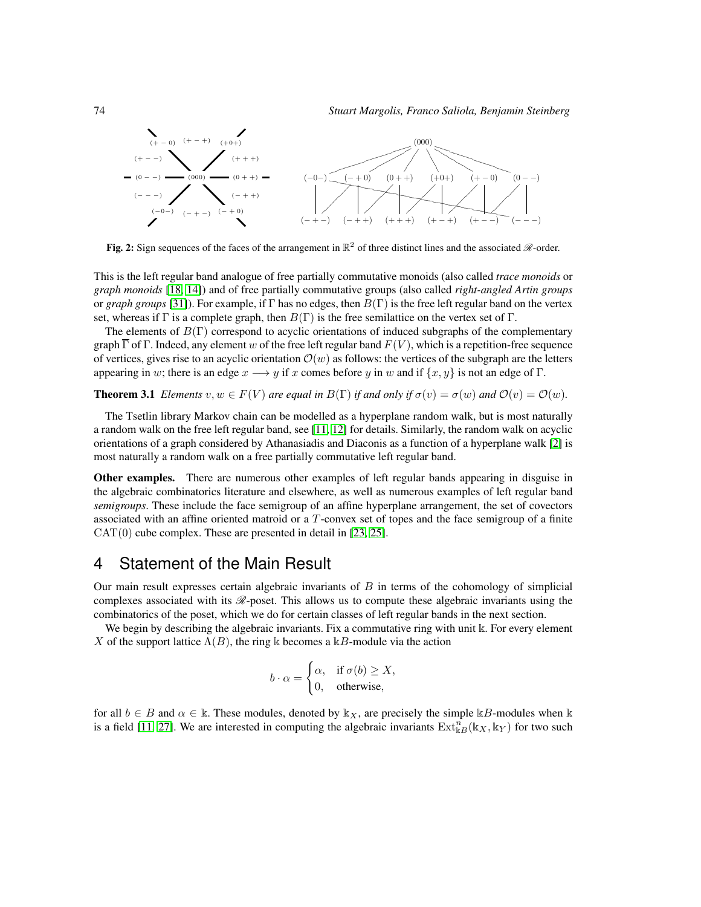Fig. 2: Sign sequences of the faces of the arrangement in $\mathbb{R}^2$ of three distinct lines and the associated $\mathscr{R}$-order.

This is the left regular band analogue of free partially commutative monoids (also called *trace monoids* or *graph monoids* [18, 14]) and of free partially commutative groups (also called *right-angled Artin groups* or *graph groups* [31]). For example, if $\Gamma$ has no edges, then $B(\Gamma)$ is the free left regular band on the vertex set, whereas if $\Gamma$ is a complete graph, then $B(\Gamma)$ is the free semilattice on the vertex set of $\Gamma$.

The elements of $B(\Gamma)$ correspond to acyclic orientations of induced subgraphs of the complementary graph $\overline{\Gamma}$ of $\Gamma$. Indeed, any element $w$ of the free left regular band $F(V)$, which is a repetition-free sequence of vertices, gives rise to an acyclic orientation $\mathcal{O}(w)$ as follows: the vertices of the subgraph are the letters appearing in $w$; there is an edge $x \longrightarrow y$ if $x$ comes before $y$ in $w$ and if $\{x, y\}$ is not an edge of $\Gamma$.

**Theorem 3.1** *Elements $v, w \in F(V)$ are equal in $B(\Gamma)$ if and only if $\sigma(v) = \sigma(w)$ and $\mathcal{O}(v) = \mathcal{O}(w)$.*

The Tsetlin library Markov chain can be modelled as a hyperplane random walk, but is most naturally a random walk on the free left regular band, see [11, 12] for details. Similarly, the random walk on acyclic orientations of a graph considered by Athanasiadis and Diaconis as a function of a hyperplane walk [2] is most naturally a random walk on a free partially commutative left regular band.

**Other examples.** There are numerous other examples of left regular bands appearing in disguise in the algebraic combinatorics literature and elsewhere, as well as numerous examples of left regular band *semigroups*. These include the face semigroup of an affine hyperplane arrangement, the set of covectors associated with an affine oriented matroid or a $T$-convex set of topes and the face semigroup of a finite $\mathrm{CAT}(0)$ cube complex. These are presented in detail in [23, 25].

# 4 Statement of the Main Result

Our main result expresses certain algebraic invariants of $B$ in terms of the cohomology of simplicial complexes associated with its $\mathscr{R}$-poset. This allows us to compute these algebraic invariants using the combinatorics of the poset, which we do for certain classes of left regular bands in the next section.

We begin by describing the algebraic invariants. Fix a commutative ring with unit $\Bbbk$. For every element $X$ of the support lattice $\Lambda(B)$, the ring $\Bbbk$ becomes a $\Bbbk B$-module via the action

$$b \cdot \alpha = \begin{cases} \alpha, & \text{if } \sigma(b) \geq X, \\ 0, & \text{otherwise,} \end{cases}$$

for all $b \in B$ and $\alpha \in \Bbbk$. These modules, denoted by $\Bbbk_X$, are precisely the simple $\Bbbk B$-modules when $\Bbbk$ is a field [11, 27]. We are interested in computing the algebraic invariants $\mathrm{Ext}^n_{\Bbbk B}(\Bbbk_X, \Bbbk_Y)$ for two such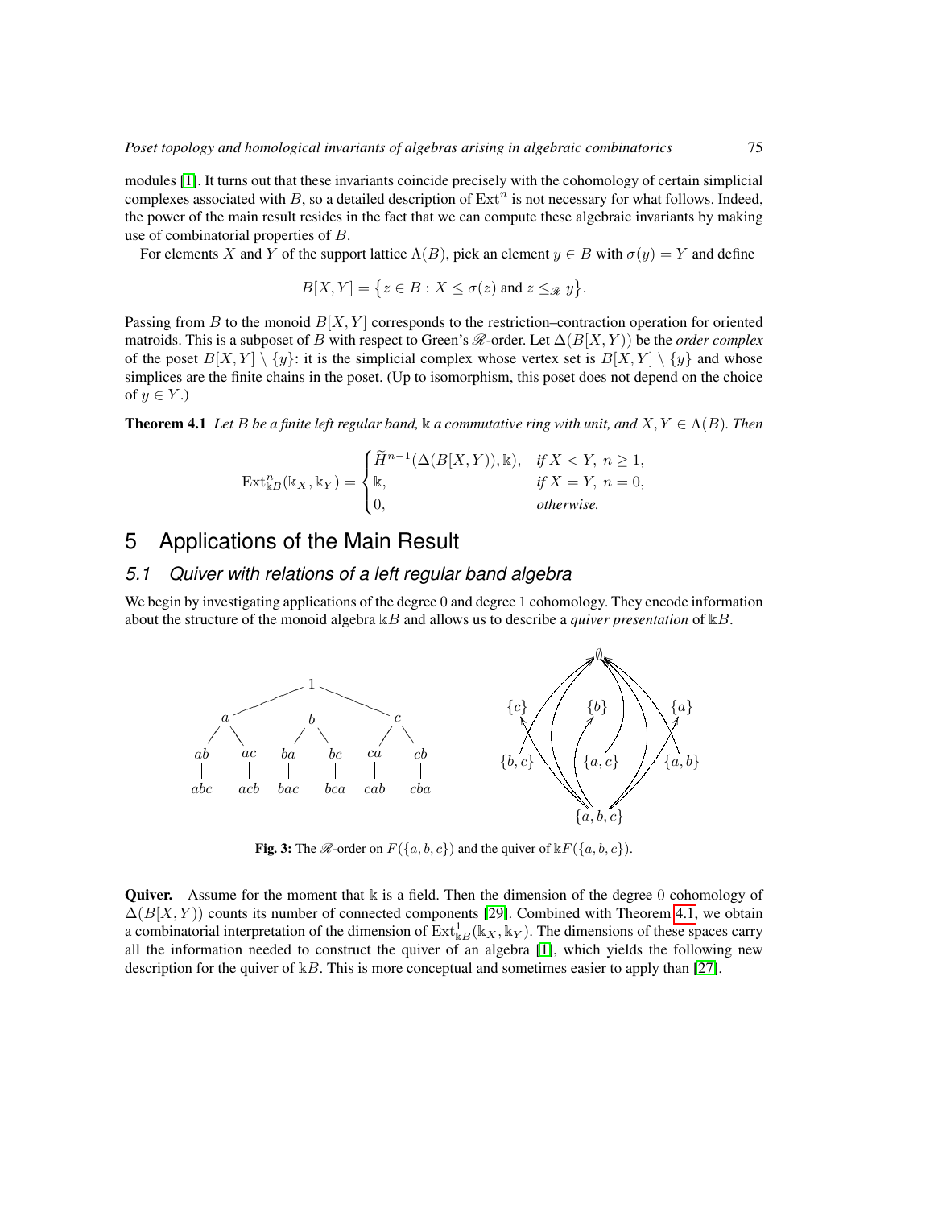modules [1]. It turns out that these invariants coincide precisely with the cohomology of certain simplicial complexes associated with $B$, so a detailed description of $\mathrm{Ext}^n$ is not necessary for what follows. Indeed, the power of the main result resides in the fact that we can compute these algebraic invariants by making use of combinatorial properties of $B$.

For elements $X$ and $Y$ of the support lattice $\Lambda(B)$, pick an element $y \in B$ with $\sigma(y) = Y$ and define

$$B[X,Y] = \{z \in B : X \leq \sigma(z) \text{ and } z \leq_{\mathscr{R}} y\}.$$

Passing from $B$ to the monoid $B[X,Y]$ corresponds to the restriction–contraction operation for oriented matroids. This is a subposet of $B$ with respect to Green's $\mathscr{R}$-order. Let $\Delta(B[X,Y))$ be the *order complex* of the poset $B[X,Y] \setminus \{y\}$: it is the simplicial complex whose vertex set is $B[X,Y] \setminus \{y\}$ and whose simplices are the finite chains in the poset. (Up to isomorphism, this poset does not depend on the choice of $y \in Y$.)

**Theorem 4.1** *Let $B$ be a finite left regular band, $\Bbbk$ a commutative ring with unit, and $X, Y \in \Lambda(B)$. Then*

$$\mathrm{Ext}^n_{\Bbbk B}(\Bbbk_X, \Bbbk_Y) = \begin{cases} \widetilde{H}^{n-1}(\Delta(B[X,Y)), \Bbbk), & \text{if } X < Y,\ n \geq 1, \\ \Bbbk, & \text{if } X = Y,\ n = 0, \\ 0, & \text{otherwise.} \end{cases}$$

# 5 Applications of the Main Result

## 5.1 Quiver with relations of a left regular band algebra

We begin by investigating applications of the degree 0 and degree 1 cohomology. They encode information about the structure of the monoid algebra $\Bbbk B$ and allows us to describe a *quiver presentation* of $\Bbbk B$.

**Fig. 3:** The $\mathscr{R}$-order on $F(\{a,b,c\})$ and the quiver of $\Bbbk F(\{a,b,c\})$.

**Quiver.** Assume for the moment that $\Bbbk$ is a field. Then the dimension of the degree 0 cohomology of $\Delta(B[X,Y))$ counts its number of connected components [29]. Combined with Theorem 4.1, we obtain a combinatorial interpretation of the dimension of $\mathrm{Ext}^1_{\Bbbk B}(\Bbbk_X, \Bbbk_Y)$. The dimensions of these spaces carry all the information needed to construct the quiver of an algebra [1], which yields the following new description for the quiver of $\Bbbk B$. This is more conceptual and sometimes easier to apply than [27].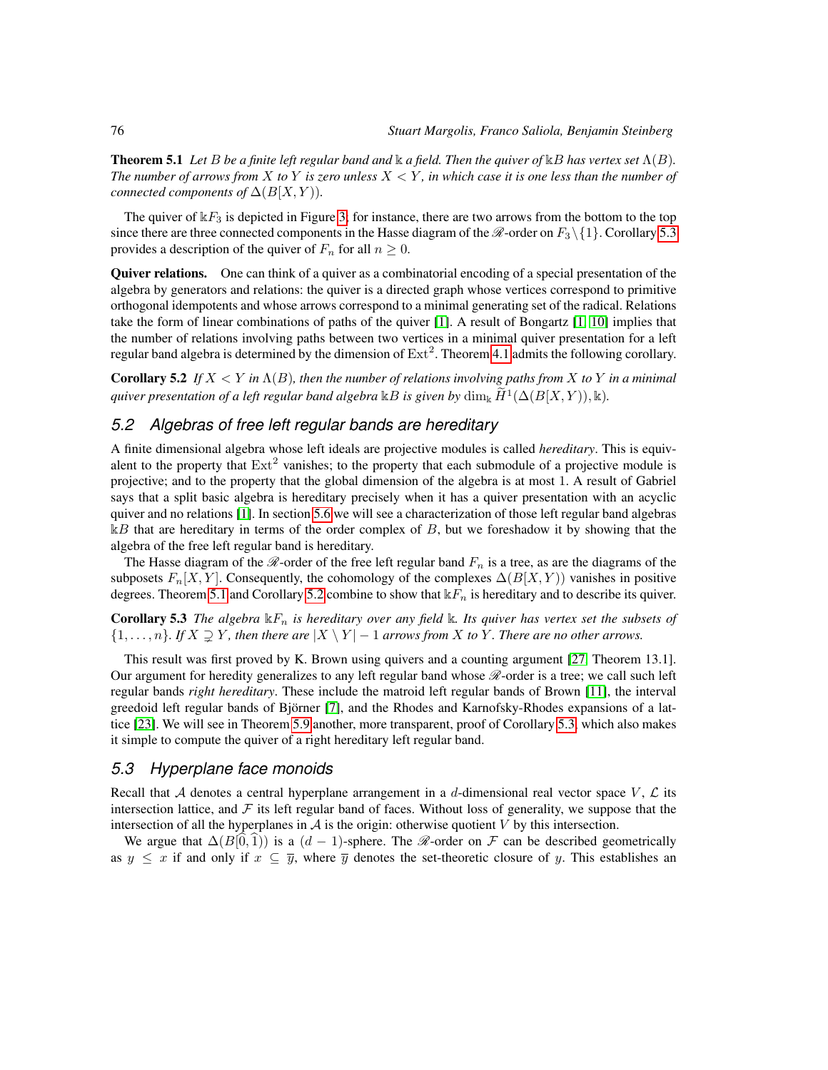**Theorem 5.1** *Let $B$ be a finite left regular band and $\Bbbk$ a field. Then the quiver of $\Bbbk B$ has vertex set $\Lambda(B)$. The number of arrows from $X$ to $Y$ is zero unless $X < Y$, in which case it is one less than the number of connected components of $\Delta(B[X,Y))$.*

The quiver of $\Bbbk F_3$ is depicted in Figure 3; for instance, there are two arrows from the bottom to the top since there are three connected components in the Hasse diagram of the $\mathscr{R}$-order on $F_3 \setminus \{1\}$. Corollary 5.3 provides a description of the quiver of $F_n$ for all $n \geq 0$.

**Quiver relations.** One can think of a quiver as a combinatorial encoding of a special presentation of the algebra by generators and relations: the quiver is a directed graph whose vertices correspond to primitive orthogonal idempotents and whose arrows correspond to a minimal generating set of the radical. Relations take the form of linear combinations of paths of the quiver [1]. A result of Bongartz [1, 10] implies that the number of relations involving paths between two vertices in a minimal quiver presentation for a left regular band algebra is determined by the dimension of $\mathrm{Ext}^2$. Theorem 4.1 admits the following corollary.

**Corollary 5.2** *If $X < Y$ in $\Lambda(B)$, then the number of relations involving paths from $X$ to $Y$ in a minimal quiver presentation of a left regular band algebra $\Bbbk B$ is given by $\dim_{\Bbbk} \widetilde{H}^1(\Delta(B[X,Y)),\Bbbk)$.*

## 5.2 Algebras of free left regular bands are hereditary

A finite dimensional algebra whose left ideals are projective modules is called *hereditary*. This is equivalent to the property that $\mathrm{Ext}^2$ vanishes; to the property that each submodule of a projective module is projective; and to the property that the global dimension of the algebra is at most 1. A result of Gabriel says that a split basic algebra is hereditary precisely when it has a quiver presentation with an acyclic quiver and no relations [1]. In section 5.6 we will see a characterization of those left regular band algebras $\Bbbk B$ that are hereditary in terms of the order complex of $B$, but we foreshadow it by showing that the algebra of the free left regular band is hereditary.

The Hasse diagram of the $\mathscr{R}$-order of the free left regular band $F_n$ is a tree, as are the diagrams of the subposets $F_n[X,Y]$. Consequently, the cohomology of the complexes $\Delta(B[X,Y))$ vanishes in positive degrees. Theorem 5.1 and Corollary 5.2 combine to show that $\Bbbk F_n$ is hereditary and to describe its quiver.

**Corollary 5.3** *The algebra $\Bbbk F_n$ is hereditary over any field $\Bbbk$. Its quiver has vertex set the subsets of $\{1,\ldots,n\}$. If $X \supsetneq Y$, then there are $|X \setminus Y| - 1$ arrows from $X$ to $Y$. There are no other arrows.*

This result was first proved by K. Brown using quivers and a counting argument [27, Theorem 13.1]. Our argument for heredity generalizes to any left regular band whose $\mathscr{R}$-order is a tree; we call such left regular bands *right hereditary*. These include the matroid left regular bands of Brown [11], the interval greedoid left regular bands of Björner [7], and the Rhodes and Karnofsky-Rhodes expansions of a lattice [23]. We will see in Theorem 5.9 another, more transparent, proof of Corollary 5.3, which also makes it simple to compute the quiver of a right hereditary left regular band.

## 5.3 Hyperplane face monoids

Recall that $\mathcal{A}$ denotes a central hyperplane arrangement in a $d$-dimensional real vector space $V$, $\mathcal{L}$ its intersection lattice, and $\mathcal{F}$ its left regular band of faces. Without loss of generality, we suppose that the intersection of all the hyperplanes in $\mathcal{A}$ is the origin: otherwise quotient $V$ by this intersection.

We argue that $\Delta(B[\widehat{0},\widehat{1}))$ is a $(d-1)$-sphere. The $\mathscr{R}$-order on $\mathcal{F}$ can be described geometrically as $y \leq x$ if and only if $x \subseteq \overline{y}$, where $\overline{y}$ denotes the set-theoretic closure of $y$. This establishes an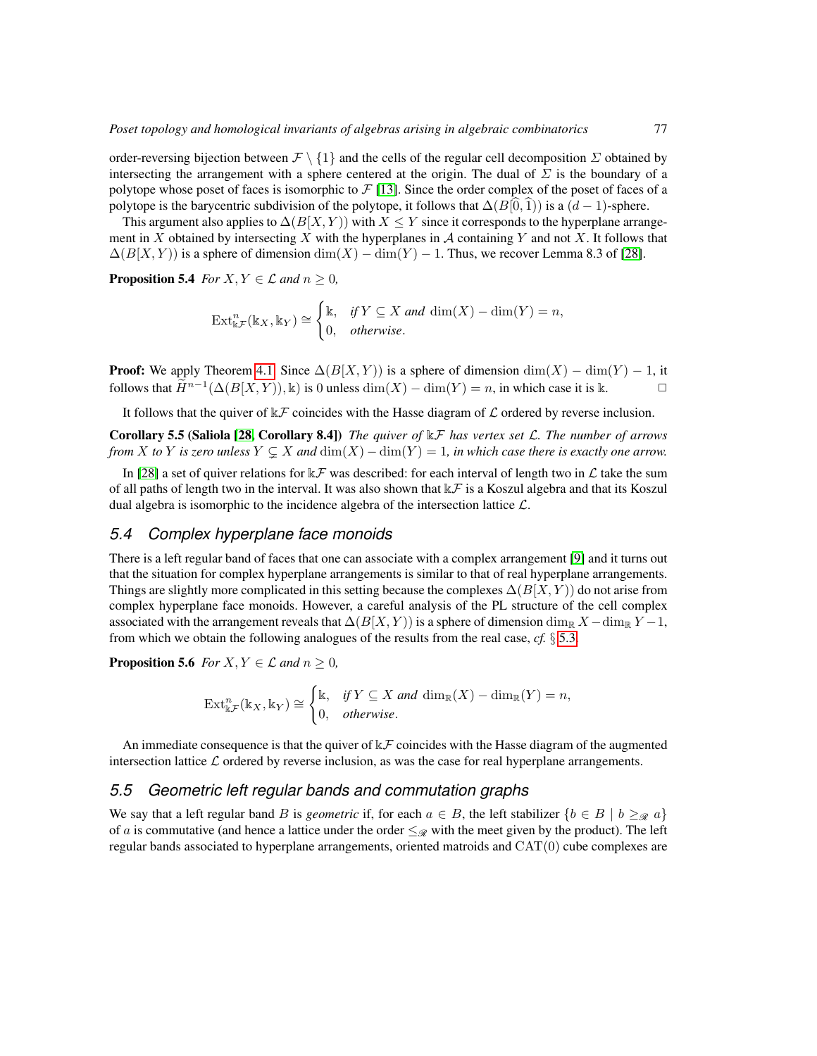order-reversing bijection between $\mathcal{F} \setminus \{1\}$ and the cells of the regular cell decomposition $\Sigma$ obtained by intersecting the arrangement with a sphere centered at the origin. The dual of $\Sigma$ is the boundary of a polytope whose poset of faces is isomorphic to $\mathcal{F}$ [13]. Since the order complex of the poset of faces of a polytope is the barycentric subdivision of the polytope, it follows that $\Delta(B[\widehat{0},\widehat{1}))$ is a $(d-1)$-sphere.

This argument also applies to $\Delta(B[X,Y))$ with $X \leq Y$ since it corresponds to the hyperplane arrangement in $X$ obtained by intersecting $X$ with the hyperplanes in $\mathcal{A}$ containing $Y$ and not $X$. It follows that $\Delta(B[X,Y))$ is a sphere of dimension $\dim(X) - \dim(Y) - 1$. Thus, we recover Lemma 8.3 of [28].

**Proposition 5.4** *For $X, Y \in \mathcal{L}$ and $n \geq 0$,*

$$\operatorname{Ext}^n_{\Bbbk\mathcal{F}}(\Bbbk_X, \Bbbk_Y) \cong \begin{cases} \Bbbk, & \text{if } Y \subseteq X \text{ and } \dim(X) - \dim(Y) = n, \\ 0, & \text{otherwise}. \end{cases}$$

**Proof:** We apply Theorem 4.1. Since $\Delta(B[X,Y))$ is a sphere of dimension $\dim(X) - \dim(Y) - 1$, it follows that $\widetilde{H}^{n-1}(\Delta(B[X,Y)), \Bbbk)$ is 0 unless $\dim(X) - \dim(Y) = n$, in which case it is $\Bbbk$. □

It follows that the quiver of $\Bbbk\mathcal{F}$ coincides with the Hasse diagram of $\mathcal{L}$ ordered by reverse inclusion.

**Corollary 5.5 (Saliola [28, Corollary 8.4])** *The quiver of $\Bbbk\mathcal{F}$ has vertex set $\mathcal{L}$. The number of arrows from $X$ to $Y$ is zero unless $Y \subsetneq X$ and $\dim(X) - \dim(Y) = 1$, in which case there is exactly one arrow.*

In [28] a set of quiver relations for $\Bbbk\mathcal{F}$ was described: for each interval of length two in $\mathcal{L}$ take the sum of all paths of length two in the interval. It was also shown that $\Bbbk\mathcal{F}$ is a Koszul algebra and that its Koszul dual algebra is isomorphic to the incidence algebra of the intersection lattice $\mathcal{L}$.

## *5.4 Complex hyperplane face monoids*

There is a left regular band of faces that one can associate with a complex arrangement [9] and it turns out that the situation for complex hyperplane arrangements is similar to that of real hyperplane arrangements. Things are slightly more complicated in this setting because the complexes $\Delta(B[X,Y))$ do not arise from complex hyperplane face monoids. However, a careful analysis of the PL structure of the cell complex associated with the arrangement reveals that $\Delta(B[X,Y))$ is a sphere of dimension $\dim_{\mathbb{R}} X - \dim_{\mathbb{R}} Y - 1$, from which we obtain the following analogues of the results from the real case, *cf.* § 5.3.

**Proposition 5.6** *For $X, Y \in \mathcal{L}$ and $n \geq 0$,*

$$\operatorname{Ext}^n_{\Bbbk\mathcal{F}}(\Bbbk_X, \Bbbk_Y) \cong \begin{cases} \Bbbk, & \text{if } Y \subseteq X \text{ and } \dim_{\mathbb{R}}(X) - \dim_{\mathbb{R}}(Y) = n, \\ 0, & \text{otherwise}. \end{cases}$$

An immediate consequence is that the quiver of $\Bbbk\mathcal{F}$ coincides with the Hasse diagram of the augmented intersection lattice $\mathcal{L}$ ordered by reverse inclusion, as was the case for real hyperplane arrangements.

## *5.5 Geometric left regular bands and commutation graphs*

We say that a left regular band $B$ is *geometric* if, for each $a \in B$, the left stabilizer $\{b \in B \mid b \geq_{\mathscr{R}} a\}$ of $a$ is commutative (and hence a lattice under the order $\leq_{\mathscr{R}}$ with the meet given by the product). The left regular bands associated to hyperplane arrangements, oriented matroids and $\mathrm{CAT}(0)$ cube complexes are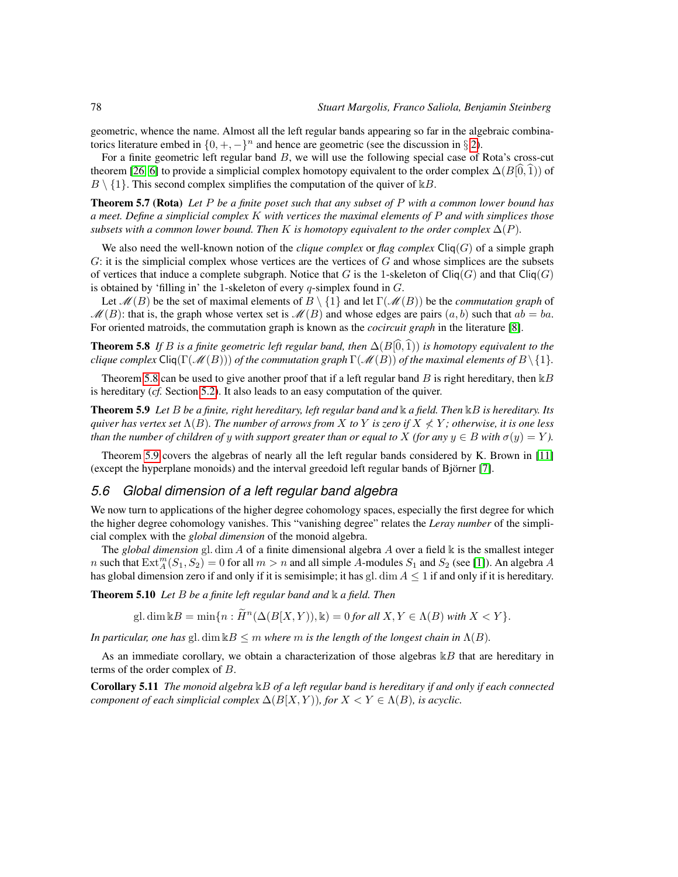geometric, whence the name. Almost all the left regular bands appearing so far in the algebraic combinatorics literature embed in $\{0,+,-\}^n$ and hence are geometric (see the discussion in § 2).

For a finite geometric left regular band $B$, we will use the following special case of Rota's cross-cut theorem [26, 6] to provide a simplicial complex homotopy equivalent to the order complex $\Delta(B[\widehat{0},\widehat{1}))$ of $B \setminus \{1\}$. This second complex simplifies the computation of the quiver of $\Bbbk B$.

**Theorem 5.7 (Rota)** *Let $P$ be a finite poset such that any subset of $P$ with a common lower bound has a meet. Define a simplicial complex $K$ with vertices the maximal elements of $P$ and with simplices those subsets with a common lower bound. Then $K$ is homotopy equivalent to the order complex $\Delta(P)$.*

We also need the well-known notion of the *clique complex* or *flag complex* $\mathsf{Cliq}(G)$ of a simple graph $G$: it is the simplicial complex whose vertices are the vertices of $G$ and whose simplices are the subsets of vertices that induce a complete subgraph. Notice that $G$ is the 1-skeleton of $\mathsf{Cliq}(G)$ and that $\mathsf{Cliq}(G)$ is obtained by 'filling in' the 1-skeleton of every $q$-simplex found in $G$.

Let $\mathscr{M}(B)$ be the set of maximal elements of $B \setminus \{1\}$ and let $\Gamma(\mathscr{M}(B))$ be the *commutation graph* of $\mathscr{M}(B)$: that is, the graph whose vertex set is $\mathscr{M}(B)$ and whose edges are pairs $(a,b)$ such that $ab = ba$. For oriented matroids, the commutation graph is known as the *cocircuit graph* in the literature [8].

**Theorem 5.8** *If $B$ is a finite geometric left regular band, then $\Delta(B[\widehat{0},\widehat{1}))$ is homotopy equivalent to the clique complex $\mathsf{Cliq}(\Gamma(\mathscr{M}(B)))$ of the commutation graph $\Gamma(\mathscr{M}(B))$ of the maximal elements of $B \setminus \{1\}$.*

Theorem 5.8 can be used to give another proof that if a left regular band $B$ is right hereditary, then $\Bbbk B$ is hereditary (*cf.* Section 5.2). It also leads to an easy computation of the quiver.

**Theorem 5.9** *Let $B$ be a finite, right hereditary, left regular band and $\Bbbk$ a field. Then $\Bbbk B$ is hereditary. Its quiver has vertex set $\Lambda(B)$. The number of arrows from $X$ to $Y$ is zero if $X \not< Y$; otherwise, it is one less than the number of children of $y$ with support greater than or equal to $X$ (for any $y \in B$ with $\sigma(y) = Y$).*

Theorem 5.9 covers the algebras of nearly all the left regular bands considered by K. Brown in [11] (except the hyperplane monoids) and the interval greedoid left regular bands of Björner [7].

## 5.6 Global dimension of a left regular band algebra

We now turn to applications of the higher degree cohomology spaces, especially the first degree for which the higher degree cohomology vanishes. This "vanishing degree" relates the *Leray number* of the simplicial complex with the *global dimension* of the monoid algebra.

The *global dimension* $\operatorname{gl.dim} A$ of a finite dimensional algebra $A$ over a field $\Bbbk$ is the smallest integer $n$ such that $\operatorname{Ext}^m_A(S_1,S_2) = 0$ for all $m > n$ and all simple $A$-modules $S_1$ and $S_2$ (see [1]). An algebra $A$ has global dimension zero if and only if it is semisimple; it has $\operatorname{gl.dim} A \leq 1$ if and only if it is hereditary.

**Theorem 5.10** *Let $B$ be a finite left regular band and $\Bbbk$ a field. Then*

$$\operatorname{gl.dim} \Bbbk B = \min\{n : \widetilde{H}^n(\Delta(B[X,Y)),\Bbbk) = 0 \text{ for all } X,Y \in \Lambda(B) \text{ with } X < Y\}.$$

*In particular, one has $\operatorname{gl.dim} \Bbbk B \leq m$ where $m$ is the length of the longest chain in $\Lambda(B)$.*

As an immediate corollary, we obtain a characterization of those algebras $\Bbbk B$ that are hereditary in terms of the order complex of $B$.

**Corollary 5.11** *The monoid algebra $\Bbbk B$ of a left regular band is hereditary if and only if each connected component of each simplicial complex $\Delta(B[X,Y))$, for $X < Y \in \Lambda(B)$, is acyclic.*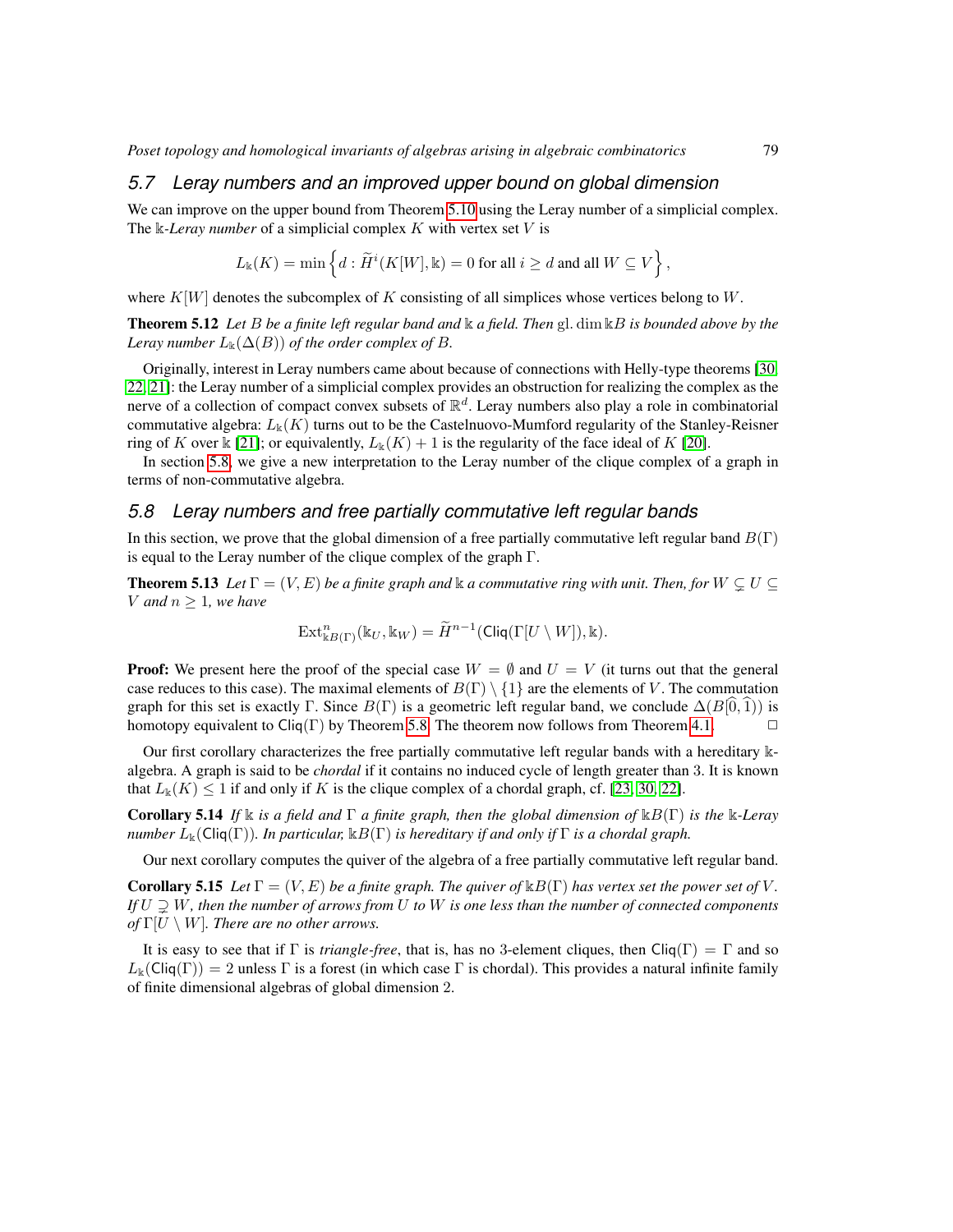## 5.7 Leray numbers and an improved upper bound on global dimension

We can improve on the upper bound from Theorem 5.10 using the Leray number of a simplicial complex. The $\Bbbk$-*Leray number* of a simplicial complex $K$ with vertex set $V$ is

$$L_{\Bbbk}(K) = \min\left\{d : \widetilde{H}^i(K[W], \Bbbk) = 0 \text{ for all } i \geq d \text{ and all } W \subseteq V\right\},$$

where $K[W]$ denotes the subcomplex of $K$ consisting of all simplices whose vertices belong to $W$.

**Theorem 5.12** *Let $B$ be a finite left regular band and $\Bbbk$ a field. Then $\mathrm{gl.\,dim}\,\Bbbk B$ is bounded above by the Leray number $L_{\Bbbk}(\Delta(B))$ of the order complex of $B$.*

Originally, interest in Leray numbers came about because of connections with Helly-type theorems [30, 22, 21]: the Leray number of a simplicial complex provides an obstruction for realizing the complex as the nerve of a collection of compact convex subsets of $\mathbb{R}^d$. Leray numbers also play a role in combinatorial commutative algebra: $L_{\Bbbk}(K)$ turns out to be the Castelnuovo-Mumford regularity of the Stanley-Reisner ring of $K$ over $\Bbbk$ [21]; or equivalently, $L_{\Bbbk}(K) + 1$ is the regularity of the face ideal of $K$ [20].

In section 5.8, we give a new interpretation to the Leray number of the clique complex of a graph in terms of non-commutative algebra.

## 5.8 Leray numbers and free partially commutative left regular bands

In this section, we prove that the global dimension of a free partially commutative left regular band $B(\Gamma)$ is equal to the Leray number of the clique complex of the graph $\Gamma$.

**Theorem 5.13** *Let $\Gamma = (V, E)$ be a finite graph and $\Bbbk$ a commutative ring with unit. Then, for $W \subsetneq U \subseteq V$ and $n \geq 1$, we have*

$$\mathrm{Ext}^n_{\Bbbk B(\Gamma)}(\Bbbk_U, \Bbbk_W) = \widetilde{H}^{n-1}(\mathsf{Cliq}(\Gamma[U \setminus W]), \Bbbk).$$

**Proof:** We present here the proof of the special case $W = \emptyset$ and $U = V$ (it turns out that the general case reduces to this case). The maximal elements of $B(\Gamma) \setminus \{1\}$ are the elements of $V$. The commutation graph for this set is exactly $\Gamma$. Since $B(\Gamma)$ is a geometric left regular band, we conclude $\Delta(B[\widehat{0}, \widehat{1}))$ is homotopy equivalent to $\mathsf{Cliq}(\Gamma)$ by Theorem 5.8. The theorem now follows from Theorem 4.1. □

Our first corollary characterizes the free partially commutative left regular bands with a hereditary $\Bbbk$-algebra. A graph is said to be *chordal* if it contains no induced cycle of length greater than 3. It is known that $L_{\Bbbk}(K) \leq 1$ if and only if $K$ is the clique complex of a chordal graph, cf. [23, 30, 22].

**Corollary 5.14** *If $\Bbbk$ is a field and $\Gamma$ a finite graph, then the global dimension of $\Bbbk B(\Gamma)$ is the $\Bbbk$-Leray number $L_{\Bbbk}(\mathsf{Cliq}(\Gamma))$. In particular, $\Bbbk B(\Gamma)$ is hereditary if and only if $\Gamma$ is a chordal graph.*

Our next corollary computes the quiver of the algebra of a free partially commutative left regular band.

**Corollary 5.15** *Let $\Gamma = (V, E)$ be a finite graph. The quiver of $\Bbbk B(\Gamma)$ has vertex set the power set of $V$. If $U \supsetneq W$, then the number of arrows from $U$ to $W$ is one less than the number of connected components of $\Gamma[U \setminus W]$. There are no other arrows.*

It is easy to see that if $\Gamma$ is *triangle-free*, that is, has no 3-element cliques, then $\mathsf{Cliq}(\Gamma) = \Gamma$ and so $L_{\Bbbk}(\mathsf{Cliq}(\Gamma)) = 2$ unless $\Gamma$ is a forest (in which case $\Gamma$ is chordal). This provides a natural infinite family of finite dimensional algebras of global dimension 2.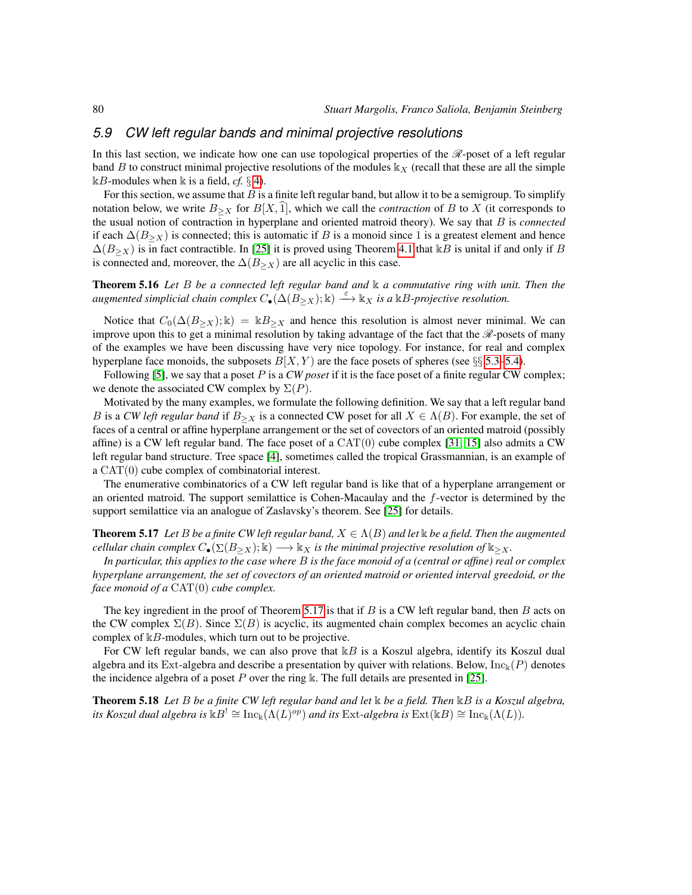## 5.9 CW left regular bands and minimal projective resolutions

In this last section, we indicate how one can use topological properties of the $\mathscr{R}$-poset of a left regular band $B$ to construct minimal projective resolutions of the modules $\Bbbk_X$ (recall that these are all the simple $\Bbbk B$-modules when $\Bbbk$ is a field, *cf.* § 4).

For this section, we assume that $B$ is a finite left regular band, but allow it to be a semigroup. To simplify notation below, we write $B_{\geq X}$ for $B[X, \widehat{1}]$, which we call the *contraction* of $B$ to $X$ (it corresponds to the usual notion of contraction in hyperplane and oriented matroid theory). We say that $B$ is *connected* if each $\Delta(B_{\geq X})$ is connected; this is automatic if $B$ is a monoid since 1 is a greatest element and hence $\Delta(B_{\geq X})$ is in fact contractible. In [25] it is proved using Theorem 4.1 that $\Bbbk B$ is unital if and only if $B$ is connected and, moreover, the $\Delta(B_{\geq X})$ are all acyclic in this case.

**Theorem 5.16** *Let $B$ be a connected left regular band and $\Bbbk$ a commutative ring with unit. Then the augmented simplicial chain complex $C_\bullet(\Delta(B_{\geq X}); \Bbbk) \xrightarrow{\varepsilon} \Bbbk_X$ is a $\Bbbk B$-projective resolution.*

Notice that $C_0(\Delta(B_{\geq X}); \Bbbk) = \Bbbk B_{\geq X}$ and hence this resolution is almost never minimal. We can improve upon this to get a minimal resolution by taking advantage of the fact that the $\mathscr{R}$-posets of many of the examples we have been discussing have very nice topology. For instance, for real and complex hyperplane face monoids, the subposets $B[X,Y]$ are the face posets of spheres (see §§ 5.3–5.4).

Following [5], we say that a poset $P$ is a *CW poset* if it is the face poset of a finite regular CW complex; we denote the associated CW complex by $\Sigma(P)$.

Motivated by the many examples, we formulate the following definition. We say that a left regular band $B$ is a *CW left regular band* if $B_{\geq X}$ is a connected CW poset for all $X \in \Lambda(B)$. For example, the set of faces of a central or affine hyperplane arrangement or the set of covectors of an oriented matroid (possibly affine) is a CW left regular band. The face poset of a $\mathrm{CAT}(0)$ cube complex [31, 15] also admits a CW left regular band structure. Tree space [4], sometimes called the tropical Grassmannian, is an example of a $\mathrm{CAT}(0)$ cube complex of combinatorial interest.

The enumerative combinatorics of a CW left regular band is like that of a hyperplane arrangement or an oriented matroid. The support semilattice is Cohen-Macaulay and the $f$-vector is determined by the support semilattice via an analogue of Zaslavsky's theorem. See [25] for details.

**Theorem 5.17** *Let $B$ be a finite CW left regular band, $X \in \Lambda(B)$ and let $\Bbbk$ be a field. Then the augmented cellular chain complex $C_\bullet(\Sigma(B_{\geq X}); \Bbbk) \longrightarrow \Bbbk_X$ is the minimal projective resolution of $\Bbbk_{\geq X}$.*

*In particular, this applies to the case where $B$ is the face monoid of a (central or affine) real or complex hyperplane arrangement, the set of covectors of an oriented matroid or oriented interval greedoid, or the face monoid of a $\mathrm{CAT}(0)$ cube complex.*

The key ingredient in the proof of Theorem 5.17 is that if $B$ is a CW left regular band, then $B$ acts on the CW complex $\Sigma(B)$. Since $\Sigma(B)$ is acyclic, its augmented chain complex becomes an acyclic chain complex of $\Bbbk B$-modules, which turn out to be projective.

For CW left regular bands, we can also prove that $\Bbbk B$ is a Koszul algebra, identify its Koszul dual algebra and its Ext-algebra and describe a presentation by quiver with relations. Below, $\mathrm{Inc}_{\Bbbk}(P)$ denotes the incidence algebra of a poset $P$ over the ring $\Bbbk$. The full details are presented in [25].

**Theorem 5.18** *Let $B$ be a finite CW left regular band and let $\Bbbk$ be a field. Then $\Bbbk B$ is a Koszul algebra, its Koszul dual algebra is $\Bbbk B^! \cong \mathrm{Inc}_{\Bbbk}(\Lambda(L)^{op})$ and its $\mathrm{Ext}$-algebra is $\mathrm{Ext}(\Bbbk B) \cong \mathrm{Inc}_{\Bbbk}(\Lambda(L))$.*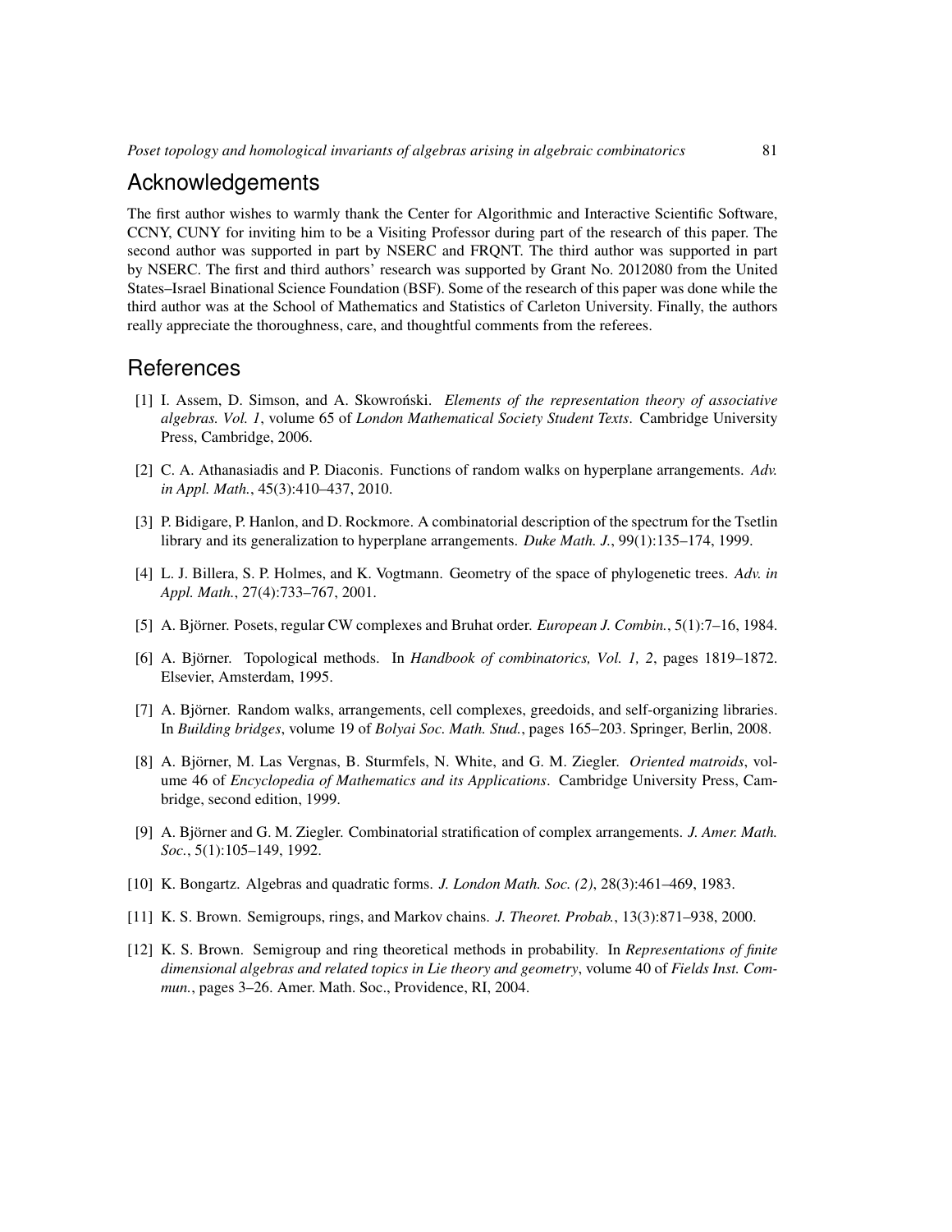## Acknowledgements

The first author wishes to warmly thank the Center for Algorithmic and Interactive Scientific Software, CCNY, CUNY for inviting him to be a Visiting Professor during part of the research of this paper. The second author was supported in part by NSERC and FRQNT. The third author was supported in part by NSERC. The first and third authors' research was supported by Grant No. 2012080 from the United States–Israel Binational Science Foundation (BSF). Some of the research of this paper was done while the third author was at the School of Mathematics and Statistics of Carleton University. Finally, the authors really appreciate the thoroughness, care, and thoughtful comments from the referees.

## References

[1] I. Assem, D. Simson, and A. Skowroński. *Elements of the representation theory of associative algebras. Vol. 1*, volume 65 of *London Mathematical Society Student Texts*. Cambridge University Press, Cambridge, 2006.

[2] C. A. Athanasiadis and P. Diaconis. Functions of random walks on hyperplane arrangements. *Adv. in Appl. Math.*, 45(3):410–437, 2010.

[3] P. Bidigare, P. Hanlon, and D. Rockmore. A combinatorial description of the spectrum for the Tsetlin library and its generalization to hyperplane arrangements. *Duke Math. J.*, 99(1):135–174, 1999.

[4] L. J. Billera, S. P. Holmes, and K. Vogtmann. Geometry of the space of phylogenetic trees. *Adv. in Appl. Math.*, 27(4):733–767, 2001.

[5] A. Björner. Posets, regular CW complexes and Bruhat order. *European J. Combin.*, 5(1):7–16, 1984.

[6] A. Björner. Topological methods. In *Handbook of combinatorics, Vol. 1, 2*, pages 1819–1872. Elsevier, Amsterdam, 1995.

[7] A. Björner. Random walks, arrangements, cell complexes, greedoids, and self-organizing libraries. In *Building bridges*, volume 19 of *Bolyai Soc. Math. Stud.*, pages 165–203. Springer, Berlin, 2008.

[8] A. Björner, M. Las Vergnas, B. Sturmfels, N. White, and G. M. Ziegler. *Oriented matroids*, volume 46 of *Encyclopedia of Mathematics and its Applications*. Cambridge University Press, Cambridge, second edition, 1999.

[9] A. Björner and G. M. Ziegler. Combinatorial stratification of complex arrangements. *J. Amer. Math. Soc.*, 5(1):105–149, 1992.

[10] K. Bongartz. Algebras and quadratic forms. *J. London Math. Soc. (2)*, 28(3):461–469, 1983.

[11] K. S. Brown. Semigroups, rings, and Markov chains. *J. Theoret. Probab.*, 13(3):871–938, 2000.

[12] K. S. Brown. Semigroup and ring theoretical methods in probability. In *Representations of finite dimensional algebras and related topics in Lie theory and geometry*, volume 40 of *Fields Inst. Commun.*, pages 3–26. Amer. Math. Soc., Providence, RI, 2004.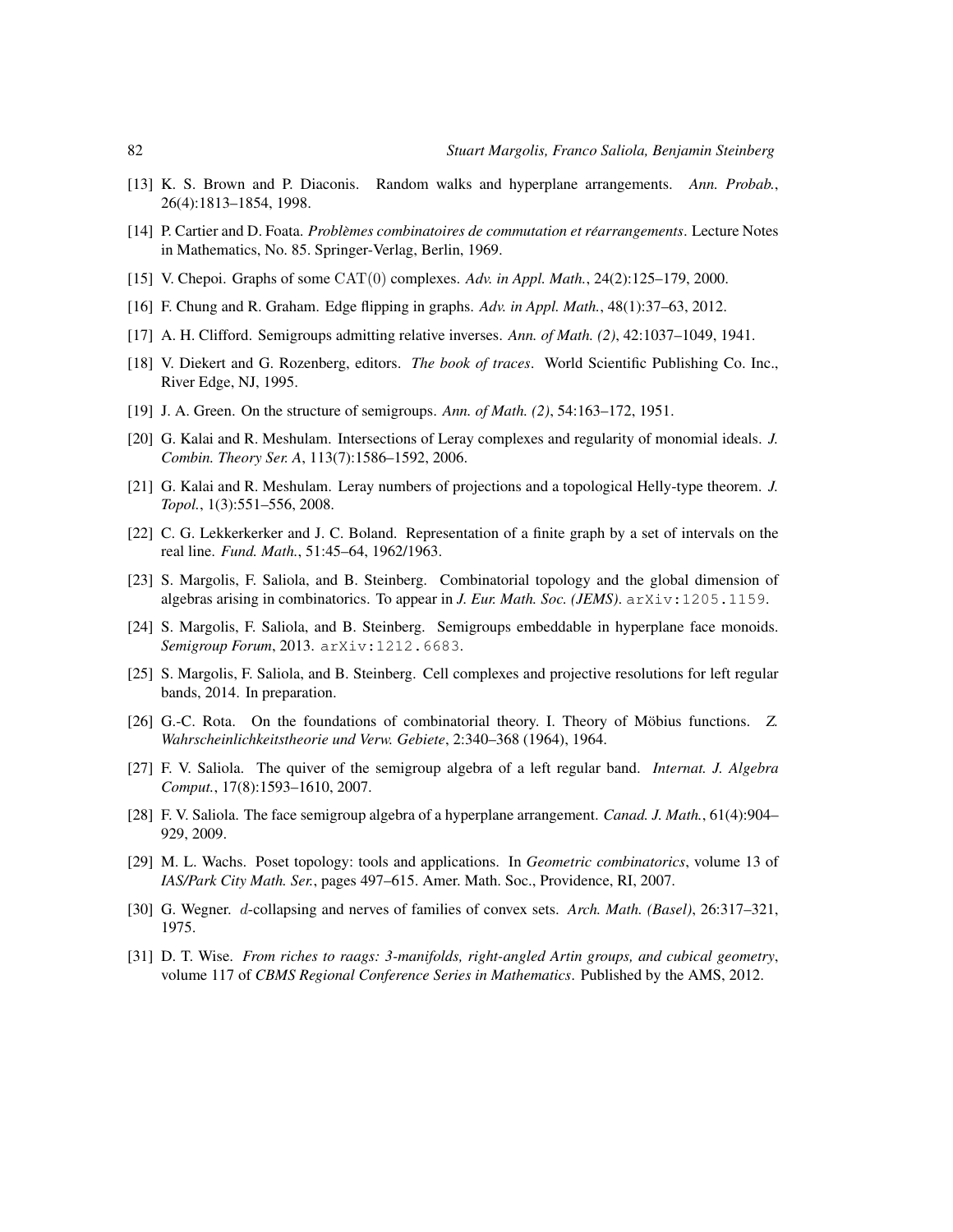[13] K. S. Brown and P. Diaconis. Random walks and hyperplane arrangements. *Ann. Probab.*, 26(4):1813–1854, 1998.

[14] P. Cartier and D. Foata. *Problèmes combinatoires de commutation et réarrangements*. Lecture Notes in Mathematics, No. 85. Springer-Verlag, Berlin, 1969.

[15] V. Chepoi. Graphs of some $\mathrm{CAT}(0)$ complexes. *Adv. in Appl. Math.*, 24(2):125–179, 2000.

[16] F. Chung and R. Graham. Edge flipping in graphs. *Adv. in Appl. Math.*, 48(1):37–63, 2012.

[17] A. H. Clifford. Semigroups admitting relative inverses. *Ann. of Math. (2)*, 42:1037–1049, 1941.

[18] V. Diekert and G. Rozenberg, editors. *The book of traces*. World Scientific Publishing Co. Inc., River Edge, NJ, 1995.

[19] J. A. Green. On the structure of semigroups. *Ann. of Math. (2)*, 54:163–172, 1951.

[20] G. Kalai and R. Meshulam. Intersections of Leray complexes and regularity of monomial ideals. *J. Combin. Theory Ser. A*, 113(7):1586–1592, 2006.

[21] G. Kalai and R. Meshulam. Leray numbers of projections and a topological Helly-type theorem. *J. Topol.*, 1(3):551–556, 2008.

[22] C. G. Lekkerkerker and J. C. Boland. Representation of a finite graph by a set of intervals on the real line. *Fund. Math.*, 51:45–64, 1962/1963.

[23] S. Margolis, F. Saliola, and B. Steinberg. Combinatorial topology and the global dimension of algebras arising in combinatorics. To appear in *J. Eur. Math. Soc. (JEMS)*. arXiv:1205.1159.

[24] S. Margolis, F. Saliola, and B. Steinberg. Semigroups embeddable in hyperplane face monoids. *Semigroup Forum*, 2013. arXiv:1212.6683.

[25] S. Margolis, F. Saliola, and B. Steinberg. Cell complexes and projective resolutions for left regular bands, 2014. In preparation.

[26] G.-C. Rota. On the foundations of combinatorial theory. I. Theory of Möbius functions. *Z. Wahrscheinlichkeitstheorie und Verw. Gebiete*, 2:340–368 (1964), 1964.

[27] F. V. Saliola. The quiver of the semigroup algebra of a left regular band. *Internat. J. Algebra Comput.*, 17(8):1593–1610, 2007.

[28] F. V. Saliola. The face semigroup algebra of a hyperplane arrangement. *Canad. J. Math.*, 61(4):904–929, 2009.

[29] M. L. Wachs. Poset topology: tools and applications. In *Geometric combinatorics*, volume 13 of *IAS/Park City Math. Ser.*, pages 497–615. Amer. Math. Soc., Providence, RI, 2007.

[30] G. Wegner. $d$-collapsing and nerves of families of convex sets. *Arch. Math. (Basel)*, 26:317–321, 1975.

[31] D. T. Wise. *From riches to raags: 3-manifolds, right-angled Artin groups, and cubical geometry*, volume 117 of *CBMS Regional Conference Series in Mathematics*. Published by the AMS, 2012.